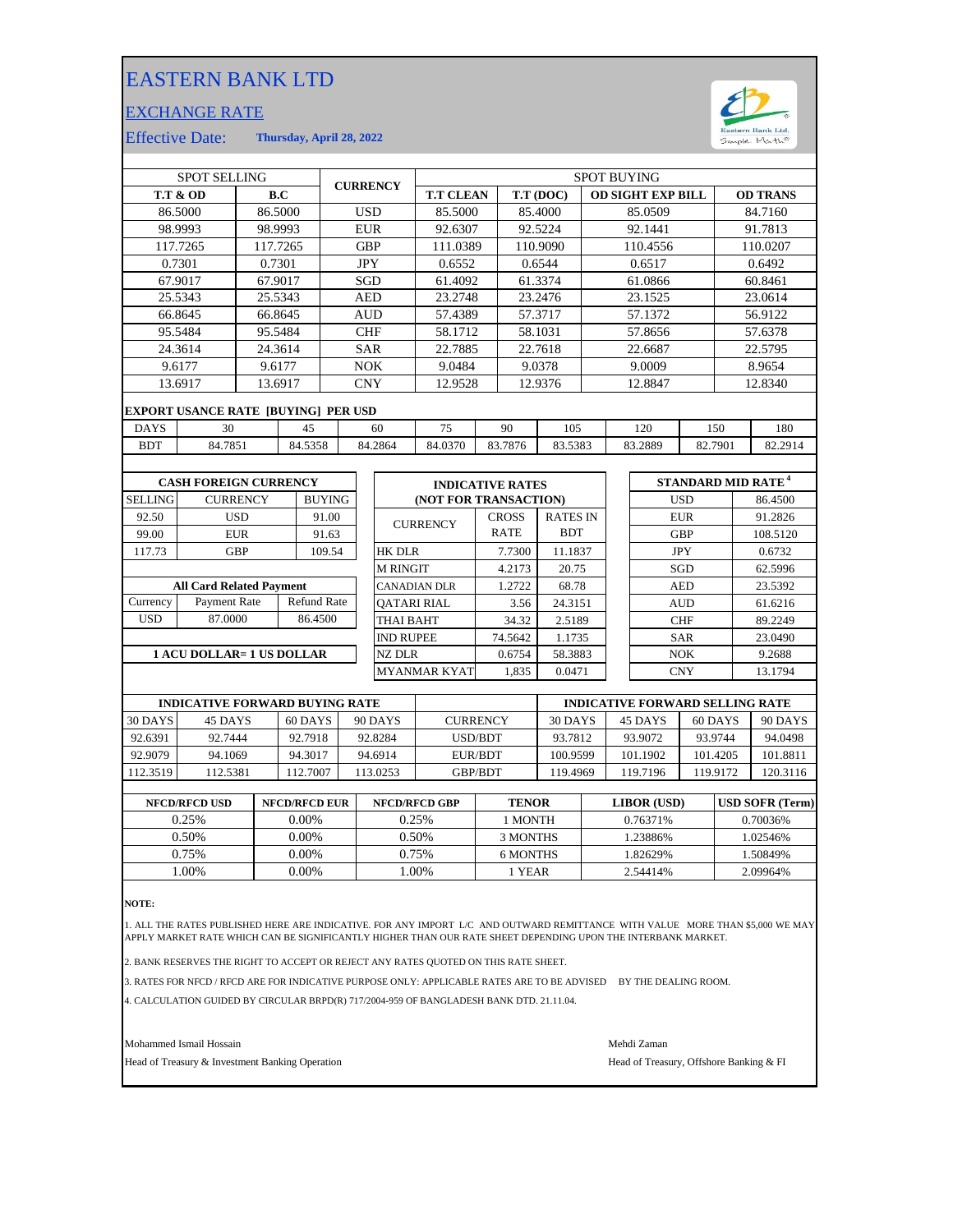# EASTERN BANK LTD

## EXCHANGE RATE

Effective Date: **Thursday, April 28, 2022**

| SPOT SELLING | | CURRENCY | SPOT BUYING | | | |
|---|---|---|---|---|---|---|
| **T.T & OD** | **B.C** | | **T.T CLEAN** | **T.T (DOC)** | **OD SIGHT EXP BILL** | **OD TRANS** |
| 86.5000 | 86.5000 | USD | 85.5000 | 85.4000 | 85.0509 | 84.7160 |
| 98.9993 | 98.9993 | EUR | 92.6307 | 92.5224 | 92.1441 | 91.7813 |
| 117.7265 | 117.7265 | GBP | 111.0389 | 110.9090 | 110.4556 | 110.0207 |
| 0.7301 | 0.7301 | JPY | 0.6552 | 0.6544 | 0.6517 | 0.6492 |
| 67.9017 | 67.9017 | SGD | 61.4092 | 61.3374 | 61.0866 | 60.8461 |
| 25.5343 | 25.5343 | AED | 23.2748 | 23.2476 | 23.1525 | 23.0614 |
| 66.8645 | 66.8645 | AUD | 57.4389 | 57.3717 | 57.1372 | 56.9122 |
| 95.5484 | 95.5484 | CHF | 58.1712 | 58.1031 | 57.8656 | 57.6378 |
| 24.3614 | 24.3614 | SAR | 22.7885 | 22.7618 | 22.6687 | 22.5795 |
| 9.6177 | 9.6177 | NOK | 9.0484 | 9.0378 | 9.0009 | 8.9654 |
| 13.6917 | 13.6917 | CNY | 12.9528 | 12.9376 | 12.8847 | 12.8340 |

**EXPORT USANCE RATE [BUYING] PER USD**

| DAYS | 30 | 45 | 60 | 75 | 90 | 105 | 120 | 150 | 180 |
|---|---|---|---|---|---|---|---|---|---|
| BDT | 84.7851 | 84.5358 | 84.2864 | 84.0370 | 83.7876 | 83.5383 | 83.2889 | 82.7901 | 82.2914 |

**CASH FOREIGN CURRENCY**

| SELLING | CURRENCY | BUYING |
|---|---|---|
| 92.50 | USD | 91.00 |
| 99.00 | EUR | 91.63 |
| 117.73 | GBP | 109.54 |

**All Card Related Payment**

| Currency | Payment Rate | Refund Rate |
|---|---|---|
| USD | 87.0000 | 86.4500 |

**1 ACU DOLLAR= 1 US DOLLAR**

**INDICATIVE RATES (NOT FOR TRANSACTION)**

| CURRENCY | CROSS RATE | RATES IN BDT |
|---|---|---|
| HK DLR | 7.7300 | 11.1837 |
| M RINGIT | 4.2173 | 20.75 |
| CANADIAN DLR | 1.2722 | 68.78 |
| QATARI RIAL | 3.56 | 24.3151 |
| THAI BAHT | 34.32 | 2.5189 |
| IND RUPEE | 74.5642 | 1.1735 |
| NZ DLR | 0.6754 | 58.3883 |
| MYANMAR KYAT | 1,835 | 0.0471 |

**STANDARD MID RATE [4]**

| Currency | Rate |
|---|---|
| USD | 86.4500 |
| EUR | 91.2826 |
| GBP | 108.5120 |
| JPY | 0.6732 |
| SGD | 62.5996 |
| AED | 23.5392 |
| AUD | 61.6216 |
| CHF | 89.2249 |
| SAR | 23.0490 |
| NOK | 9.2688 |
| CNY | 13.1794 |

| INDICATIVE FORWARD BUYING RATE | | | | | INDICATIVE FORWARD SELLING RATE | | | |
|---|---|---|---|---|---|---|---|---|
| 30 DAYS | 45 DAYS | 60 DAYS | 90 DAYS | CURRENCY | 30 DAYS | 45 DAYS | 60 DAYS | 90 DAYS |
| 92.6391 | 92.7444 | 92.7918 | 92.8284 | USD/BDT | 93.7812 | 93.9072 | 93.9744 | 94.0498 |
| 92.9079 | 94.1069 | 94.3017 | 94.6914 | EUR/BDT | 100.9599 | 101.1902 | 101.4205 | 101.8811 |
| 112.3519 | 112.5381 | 112.7007 | 113.0253 | GBP/BDT | 119.4969 | 119.7196 | 119.9172 | 120.3116 |

| NFCD/RFCD USD | NFCD/RFCD EUR | NFCD/RFCD GBP | TENOR | LIBOR (USD) | USD SOFR (Term) |
|---|---|---|---|---|---|
| 0.25% | 0.00% | 0.25% | 1 MONTH | 0.76371% | 0.70036% |
| 0.50% | 0.00% | 0.50% | 3 MONTHS | 1.23886% | 1.02546% |
| 0.75% | 0.00% | 0.75% | 6 MONTHS | 1.82629% | 1.50849% |
| 1.00% | 0.00% | 1.00% | 1 YEAR | 2.54414% | 2.09964% |

**NOTE:**

1. ALL THE RATES PUBLISHED HERE ARE INDICATIVE. FOR ANY IMPORT L/C AND OUTWARD REMITTANCE WITH VALUE MORE THAN $5,000 WE MAY APPLY MARKET RATE WHICH CAN BE SIGNIFICANTLY HIGHER THAN OUR RATE SHEET DEPENDING UPON THE INTERBANK MARKET.

2. BANK RESERVES THE RIGHT TO ACCEPT OR REJECT ANY RATES QUOTED ON THIS RATE SHEET.

3. RATES FOR NFCD / RFCD ARE FOR INDICATIVE PURPOSE ONLY: APPLICABLE RATES ARE TO BE ADVISED BY THE DEALING ROOM.

4. CALCULATION GUIDED BY CIRCULAR BRPD(R) 717/2004-959 OF BANGLADESH BANK DTD. 21.11.04.

Mohammed Ismail Hossain
Head of Treasury & Investment Banking Operation

Mehdi Zaman
Head of Treasury, Offshore Banking & FI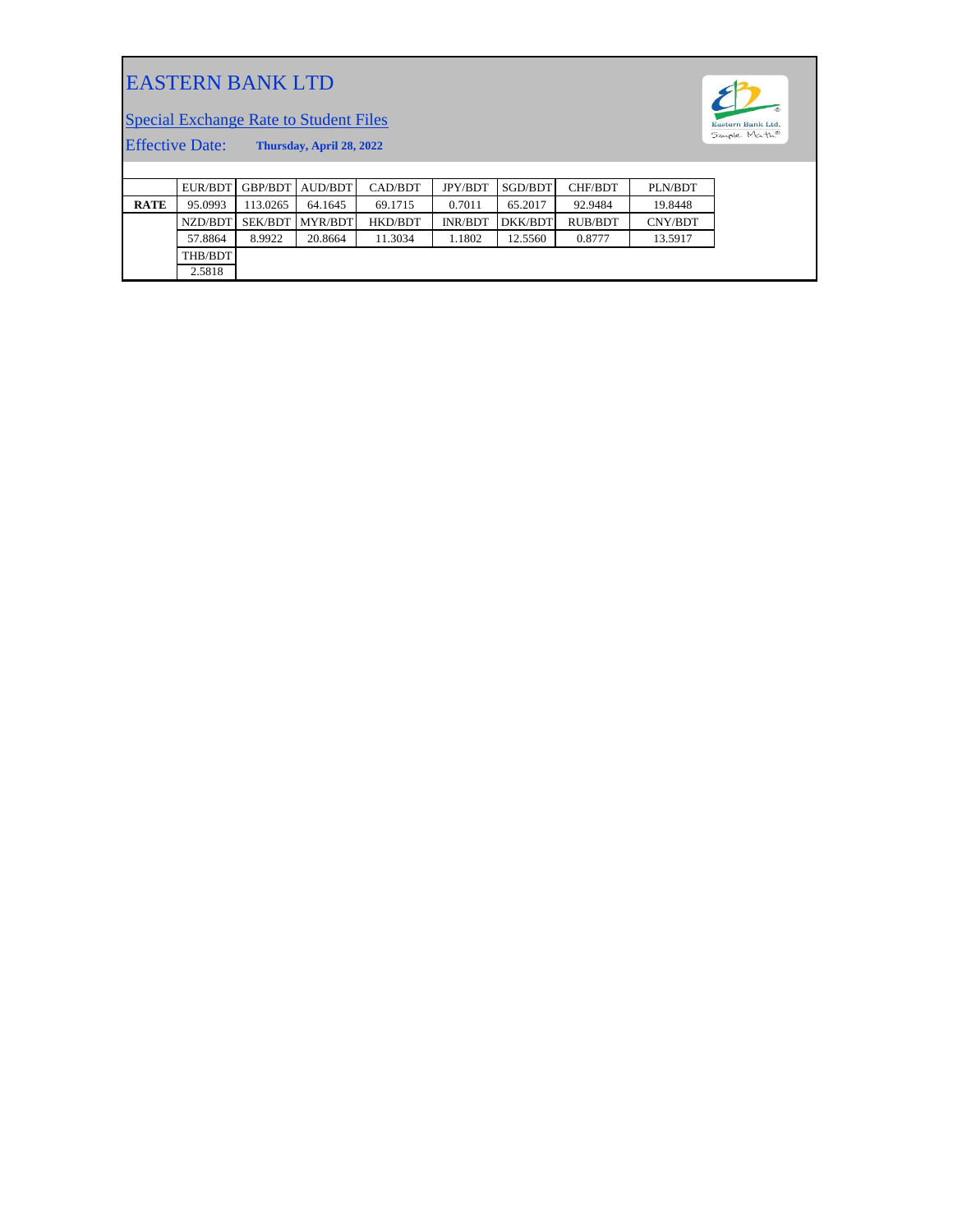# EASTERN BANK LTD

Special Exchange Rate to Student Files

Effective Date: **Thursday, April 28, 2022**

| | | | | | | | | |
|---|---|---|---|---|---|---|---|---|
| | EUR/BDT | GBP/BDT | AUD/BDT | CAD/BDT | JPY/BDT | SGD/BDT | CHF/BDT | PLN/BDT |
| **RATE** | 95.0993 | 113.0265 | 64.1645 | 69.1715 | 0.7011 | 65.2017 | 92.9484 | 19.8448 |
| | NZD/BDT | SEK/BDT | MYR/BDT | HKD/BDT | INR/BDT | DKK/BDT | RUB/BDT | CNY/BDT |
| | 57.8864 | 8.9922 | 20.8664 | 11.3034 | 1.1802 | 12.5560 | 0.8777 | 13.5917 |
| | THB/BDT | | | | | | | |
| | 2.5818 | | | | | | | |